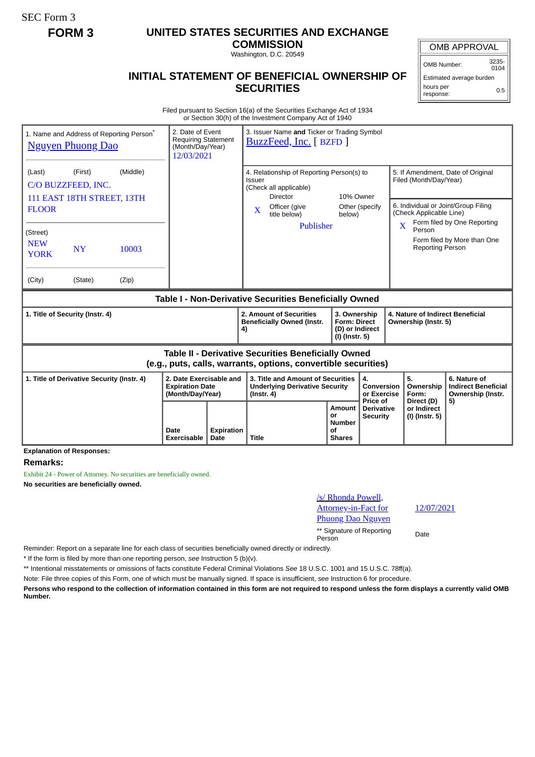SEC Form 3

**FORM 3**

# UNITED STATES SECURITIES AND EXCHANGE COMMISSION

Washington, D.C. 20549

## INITIAL STATEMENT OF BENEFICIAL OWNERSHIP OF SECURITIES

| OMB APPROVAL | |
|---|---|
| OMB Number: | 3235-0104 |
| Estimated average burden | |
| hours per response: | 0.5 |

Filed pursuant to Section 16(a) of the Securities Exchange Act of 1934 or Section 30(h) of the Investment Company Act of 1940

| 1. Name and Address of Reporting Person* | 2. Date of Event Requiring Statement (Month/Day/Year) | 3. Issuer Name **and** Ticker or Trading Symbol |
|---|---|---|
| Nguyen Phuong Dao | 12/03/2021 | BuzzFeed, Inc. [ BZFD ] |
| (Last) (First) (Middle)<br>C/O BUZZFEED, INC.<br>111 EAST 18TH STREET, 13TH FLOOR | | 4. Relationship of Reporting Person(s) to Issuer (Check all applicable)<br>Director / 10% Owner<br>X Officer (give title below) / Other (specify below)<br>Publisher |
| (Street)<br>NEW YORK NY 10003 | | 5. If Amendment, Date of Original Filed (Month/Day/Year) |
| (City) (State) (Zip) | | 6. Individual or Joint/Group Filing (Check Applicable Line)<br>X Form filed by One Reporting Person<br>Form filed by More than One Reporting Person |

### Table I - Non-Derivative Securities Beneficially Owned

| 1. Title of Security (Instr. 4) | 2. Amount of Securities Beneficially Owned (Instr. 4) | 3. Ownership Form: Direct (D) or Indirect (I) (Instr. 5) | 4. Nature of Indirect Beneficial Ownership (Instr. 5) |
|---|---|---|---|

### Table II - Derivative Securities Beneficially Owned (e.g., puts, calls, warrants, options, convertible securities)

| 1. Title of Derivative Security (Instr. 4) | 2. Date Exercisable and Expiration Date (Month/Day/Year) | | 3. Title and Amount of Securities Underlying Derivative Security (Instr. 4) | | 4. Conversion or Exercise Price of Derivative Security | 5. Ownership Form: Direct (D) or Indirect (I) (Instr. 5) | 6. Nature of Indirect Beneficial Ownership (Instr. 5) |
|---|---|---|---|---|---|---|---|
| | Date Exercisable | Expiration Date | Title | Amount or Number of Shares | | | |

**Explanation of Responses:**

**Remarks:**

Exhibit 24 - Power of Attorney. No securities are beneficially owned.

**No securities are beneficially owned.**

| /s/ Rhonda Powell, Attorney-in-Fact for Phuong Dao Nguyen | 12/07/2021 |
|---|---|
| ** Signature of Reporting Person | Date |

Reminder: Report on a separate line for each class of securities beneficially owned directly or indirectly.

* If the form is filed by more than one reporting person, *see* Instruction 5 (b)(v).

** Intentional misstatements or omissions of facts constitute Federal Criminal Violations *See* 18 U.S.C. 1001 and 15 U.S.C. 78ff(a).

Note: File three copies of this Form, one of which must be manually signed. If space is insufficient, *see* Instruction 6 for procedure.

**Persons who respond to the collection of information contained in this form are not required to respond unless the form displays a currently valid OMB Number.**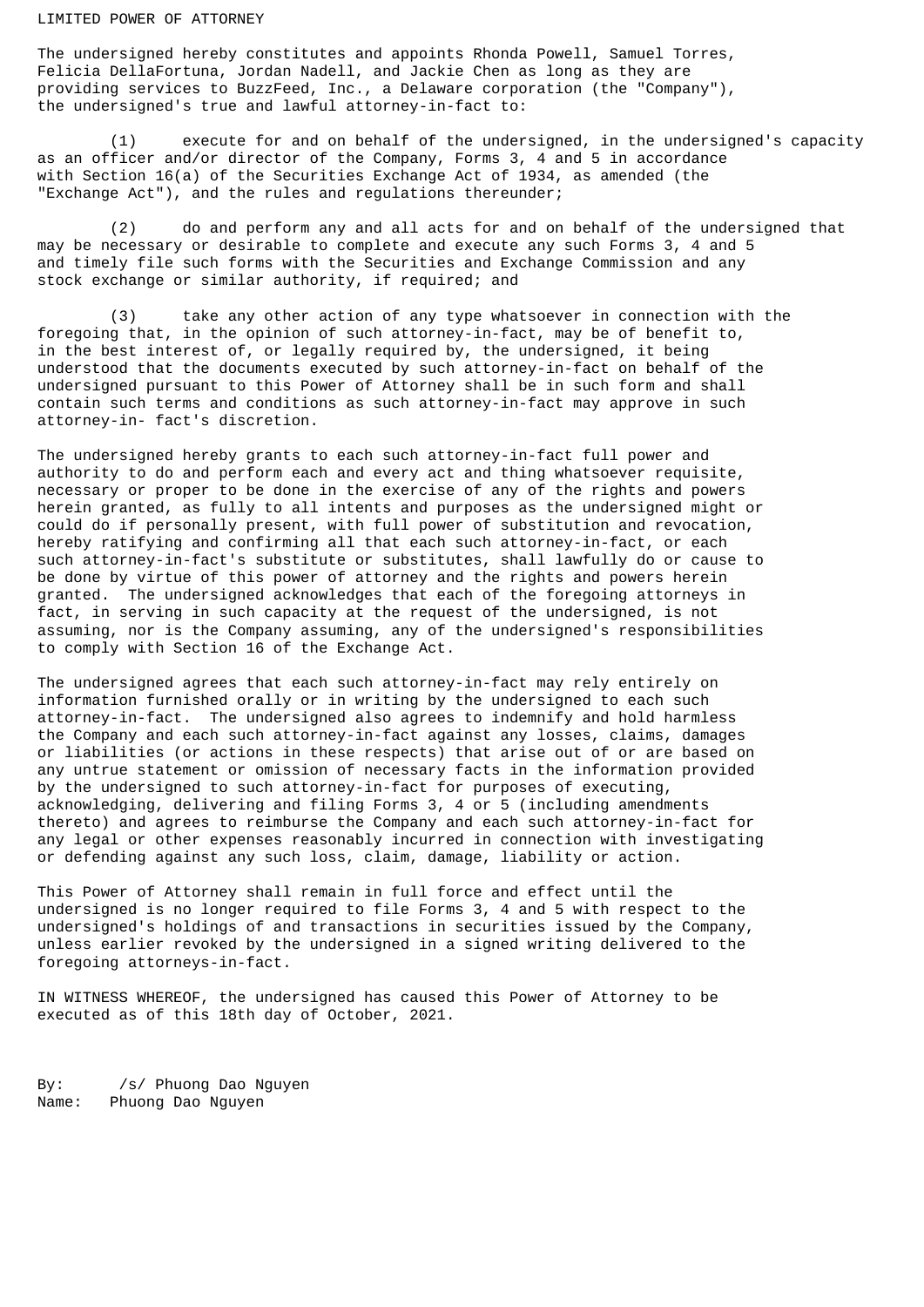LIMITED POWER OF ATTORNEY

The undersigned hereby constitutes and appoints Rhonda Powell, Samuel Torres, Felicia DellaFortuna, Jordan Nadell, and Jackie Chen as long as they are providing services to BuzzFeed, Inc., a Delaware corporation (the "Company"), the undersigned's true and lawful attorney-in-fact to:

(1) execute for and on behalf of the undersigned, in the undersigned's capacity as an officer and/or director of the Company, Forms 3, 4 and 5 in accordance with Section 16(a) of the Securities Exchange Act of 1934, as amended (the "Exchange Act"), and the rules and regulations thereunder;

(2) do and perform any and all acts for and on behalf of the undersigned that may be necessary or desirable to complete and execute any such Forms 3, 4 and 5 and timely file such forms with the Securities and Exchange Commission and any stock exchange or similar authority, if required; and

(3) take any other action of any type whatsoever in connection with the foregoing that, in the opinion of such attorney-in-fact, may be of benefit to, in the best interest of, or legally required by, the undersigned, it being understood that the documents executed by such attorney-in-fact on behalf of the undersigned pursuant to this Power of Attorney shall be in such form and shall contain such terms and conditions as such attorney-in-fact may approve in such attorney-in- fact's discretion.

The undersigned hereby grants to each such attorney-in-fact full power and authority to do and perform each and every act and thing whatsoever requisite, necessary or proper to be done in the exercise of any of the rights and powers herein granted, as fully to all intents and purposes as the undersigned might or could do if personally present, with full power of substitution and revocation, hereby ratifying and confirming all that each such attorney-in-fact, or each such attorney-in-fact's substitute or substitutes, shall lawfully do or cause to be done by virtue of this power of attorney and the rights and powers herein granted. The undersigned acknowledges that each of the foregoing attorneys in fact, in serving in such capacity at the request of the undersigned, is not assuming, nor is the Company assuming, any of the undersigned's responsibilities to comply with Section 16 of the Exchange Act.

The undersigned agrees that each such attorney-in-fact may rely entirely on information furnished orally or in writing by the undersigned to each such attorney-in-fact. The undersigned also agrees to indemnify and hold harmless the Company and each such attorney-in-fact against any losses, claims, damages or liabilities (or actions in these respects) that arise out of or are based on any untrue statement or omission of necessary facts in the information provided by the undersigned to such attorney-in-fact for purposes of executing, acknowledging, delivering and filing Forms 3, 4 or 5 (including amendments thereto) and agrees to reimburse the Company and each such attorney-in-fact for any legal or other expenses reasonably incurred in connection with investigating or defending against any such loss, claim, damage, liability or action.

This Power of Attorney shall remain in full force and effect until the undersigned is no longer required to file Forms 3, 4 and 5 with respect to the undersigned's holdings of and transactions in securities issued by the Company, unless earlier revoked by the undersigned in a signed writing delivered to the foregoing attorneys-in-fact.

IN WITNESS WHEREOF, the undersigned has caused this Power of Attorney to be executed as of this 18th day of October, 2021.

By: /s/ Phuong Dao Nguyen
Name: Phuong Dao Nguyen